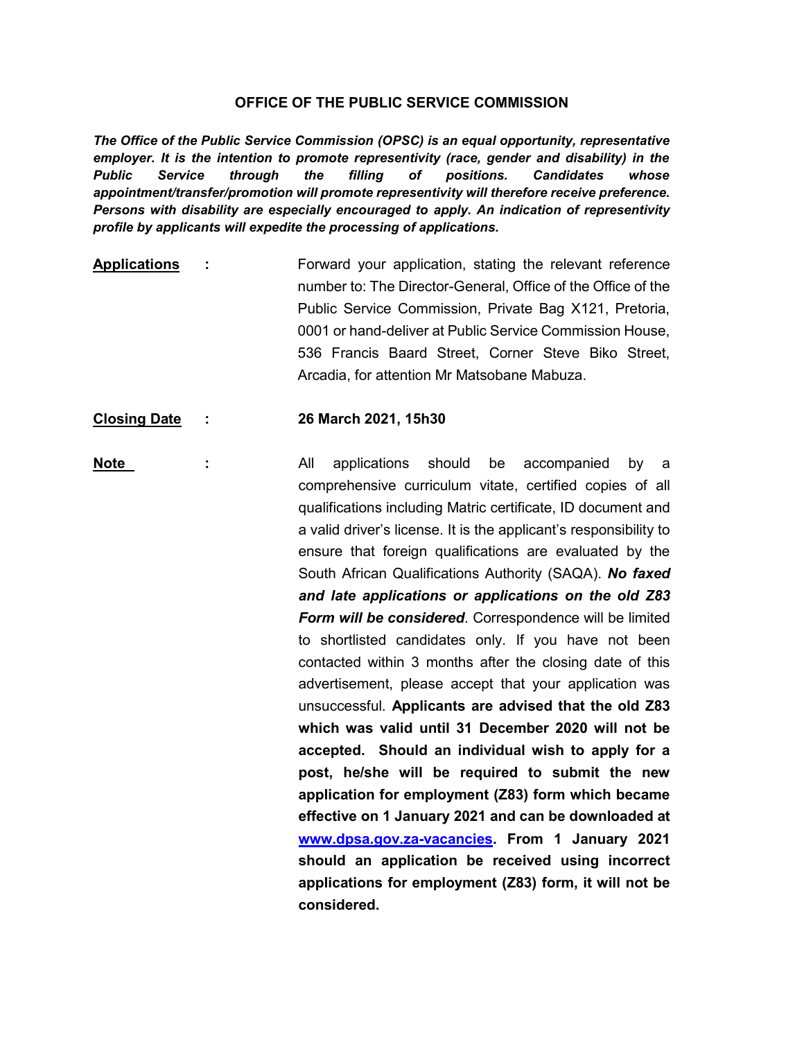# OFFICE OF THE PUBLIC SERVICE COMMISSION

***The Office of the Public Service Commission (OPSC) is an equal opportunity, representative employer. It is the intention to promote representivity (race, gender and disability) in the Public Service through the filling of positions. Candidates whose appointment/transfer/promotion will promote representivity will therefore receive preference. Persons with disability are especially encouraged to apply. An indication of representivity profile by applicants will expedite the processing of applications.***

**Applications** : Forward your application, stating the relevant reference number to: The Director-General, Office of the Office of the Public Service Commission, Private Bag X121, Pretoria, 0001 or hand-deliver at Public Service Commission House, 536 Francis Baard Street, Corner Steve Biko Street, Arcadia, for attention Mr Matsobane Mabuza.

**Closing Date** : **26 March 2021, 15h30**

**Note** : All applications should be accompanied by a comprehensive curriculum vitate, certified copies of all qualifications including Matric certificate, ID document and a valid driver's license. It is the applicant's responsibility to ensure that foreign qualifications are evaluated by the South African Qualifications Authority (SAQA). ***No faxed and late applications or applications on the old Z83 Form will be considered***. Correspondence will be limited to shortlisted candidates only. If you have not been contacted within 3 months after the closing date of this advertisement, please accept that your application was unsuccessful. **Applicants are advised that the old Z83 which was valid until 31 December 2020 will not be accepted. Should an individual wish to apply for a post, he/she will be required to submit the new application for employment (Z83) form which became effective on 1 January 2021 and can be downloaded at www.dpsa.gov.za-vacancies. From 1 January 2021 should an application be received using incorrect applications for employment (Z83) form, it will not be considered.**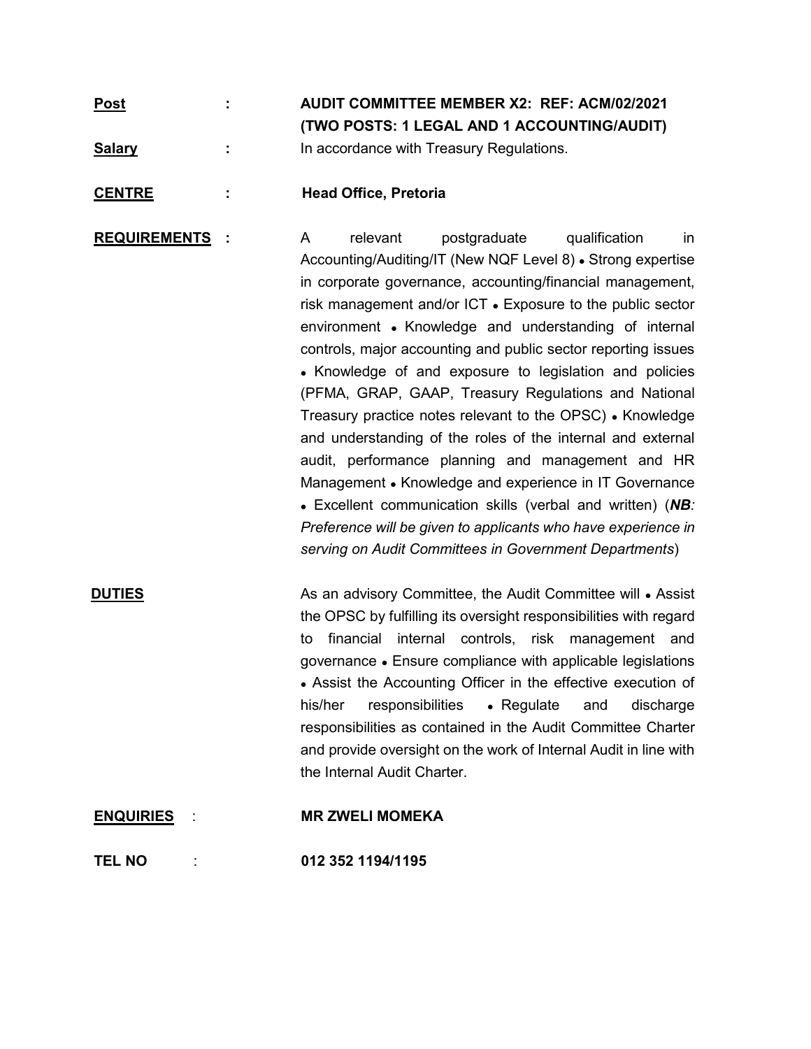**Post** : **AUDIT COMMITTEE MEMBER X2: REF: ACM/02/2021 (TWO POSTS: 1 LEGAL AND 1 ACCOUNTING/AUDIT)**

**Salary** : In accordance with Treasury Regulations.

**CENTRE** : **Head Office, Pretoria**

**REQUIREMENTS** : A relevant postgraduate qualification in Accounting/Auditing/IT (New NQF Level 8) • Strong expertise in corporate governance, accounting/financial management, risk management and/or ICT • Exposure to the public sector environment • Knowledge and understanding of internal controls, major accounting and public sector reporting issues • Knowledge of and exposure to legislation and policies (PFMA, GRAP, GAAP, Treasury Regulations and National Treasury practice notes relevant to the OPSC) • Knowledge and understanding of the roles of the internal and external audit, performance planning and management and HR Management • Knowledge and experience in IT Governance • Excellent communication skills (verbal and written) (***NB****: Preference will be given to applicants who have experience in serving on Audit Committees in Government Departments*)

**DUTIES** As an advisory Committee, the Audit Committee will • Assist the OPSC by fulfilling its oversight responsibilities with regard to financial internal controls, risk management and governance • Ensure compliance with applicable legislations • Assist the Accounting Officer in the effective execution of his/her responsibilities • Regulate and discharge responsibilities as contained in the Audit Committee Charter and provide oversight on the work of Internal Audit in line with the Internal Audit Charter.

**ENQUIRIES** : **MR ZWELI MOMEKA**

**TEL NO** : **012 352 1194/1195**